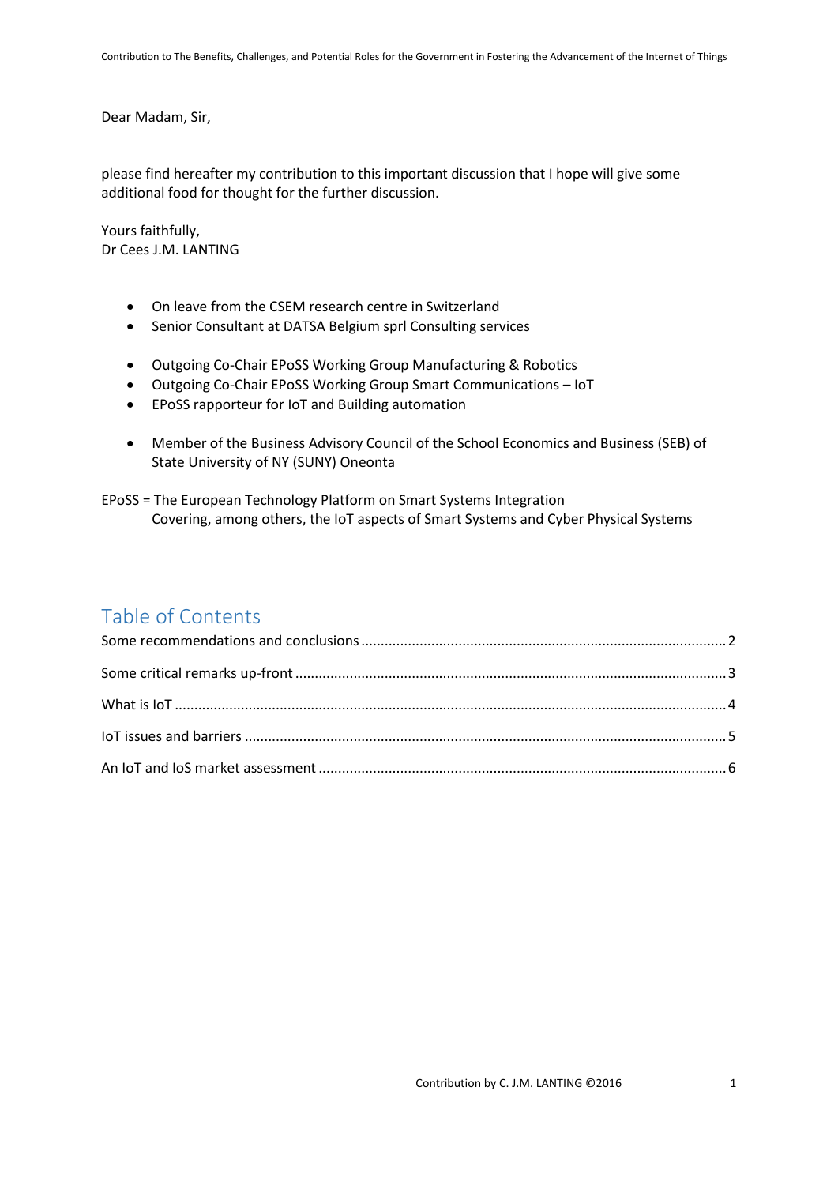Dear Madam, Sir,

please find hereafter my contribution to this important discussion that I hope will give some additional food for thought for the further discussion.

Yours faithfully,
Dr Cees J.M. LANTING

- On leave from the CSEM research centre in Switzerland
- Senior Consultant at DATSA Belgium sprl Consulting services

- Outgoing Co-Chair EPoSS Working Group Manufacturing & Robotics
- Outgoing Co-Chair EPoSS Working Group Smart Communications – IoT
- EPoSS rapporteur for IoT and Building automation

- Member of the Business Advisory Council of the School Economics and Business (SEB) of State University of NY (SUNY) Oneonta

EPoSS = The European Technology Platform on Smart Systems Integration
Covering, among others, the IoT aspects of Smart Systems and Cyber Physical Systems

## Table of Contents

Some recommendations and conclusions ........ 2

Some critical remarks up-front ........ 3

What is IoT ........ 4

IoT issues and barriers ........ 5

An IoT and IoS market assessment ........ 6

Contribution by C. J.M. LANTING ©2016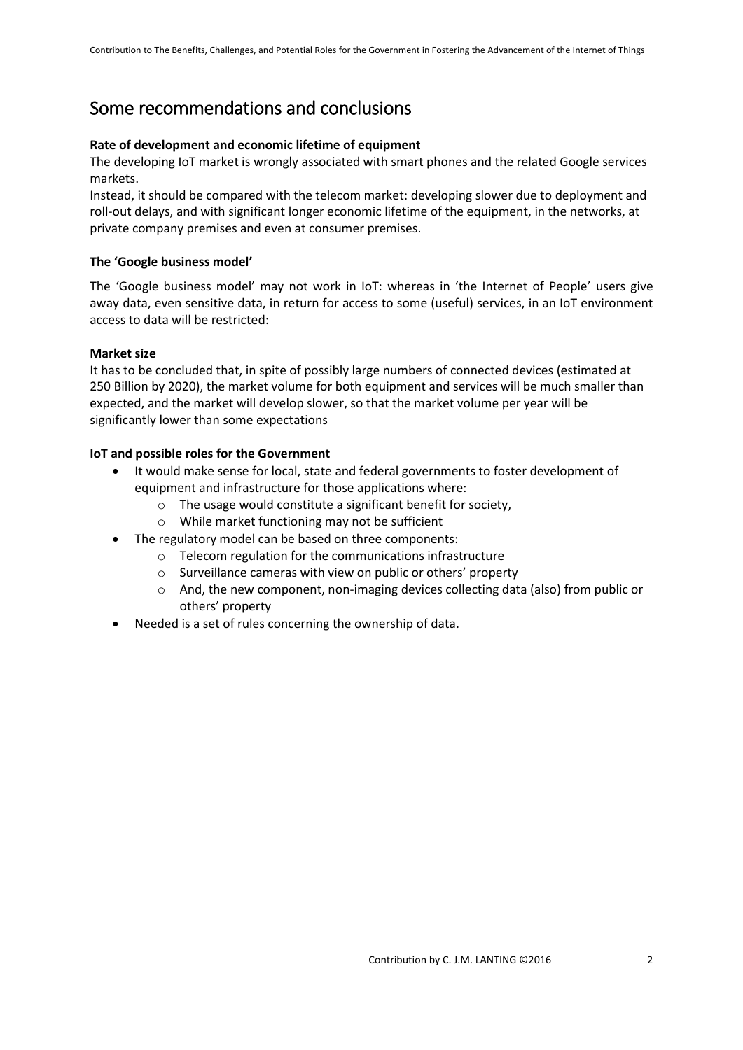# Some recommendations and conclusions

**Rate of development and economic lifetime of equipment**

The developing IoT market is wrongly associated with smart phones and the related Google services markets.

Instead, it should be compared with the telecom market: developing slower due to deployment and roll-out delays, and with significant longer economic lifetime of the equipment, in the networks, at private company premises and even at consumer premises.

**The 'Google business model'**

The 'Google business model' may not work in IoT: whereas in 'the Internet of People' users give away data, even sensitive data, in return for access to some (useful) services, in an IoT environment access to data will be restricted:

**Market size**

It has to be concluded that, in spite of possibly large numbers of connected devices (estimated at 250 Billion by 2020), the market volume for both equipment and services will be much smaller than expected, and the market will develop slower, so that the market volume per year will be significantly lower than some expectations

**IoT and possible roles for the Government**

- It would make sense for local, state and federal governments to foster development of equipment and infrastructure for those applications where:
    - The usage would constitute a significant benefit for society,
    - While market functioning may not be sufficient
- The regulatory model can be based on three components:
    - Telecom regulation for the communications infrastructure
    - Surveillance cameras with view on public or others' property
    - And, the new component, non-imaging devices collecting data (also) from public or others' property
- Needed is a set of rules concerning the ownership of data.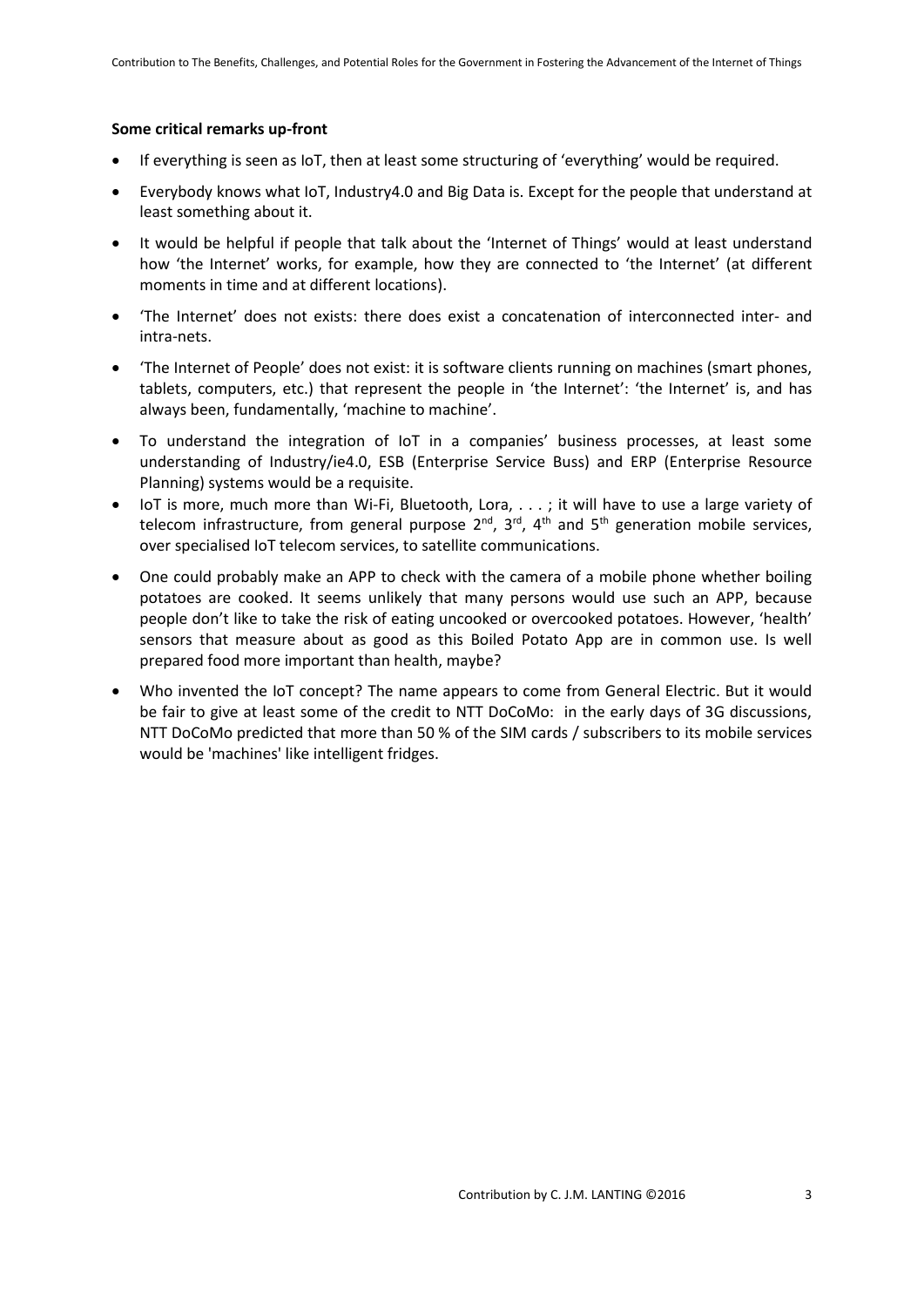**Some critical remarks up-front**

- If everything is seen as IoT, then at least some structuring of 'everything' would be required.
- Everybody knows what IoT, Industry4.0 and Big Data is. Except for the people that understand at least something about it.
- It would be helpful if people that talk about the 'Internet of Things' would at least understand how 'the Internet' works, for example, how they are connected to 'the Internet' (at different moments in time and at different locations).
- 'The Internet' does not exists: there does exist a concatenation of interconnected inter- and intra-nets.
- 'The Internet of People' does not exist: it is software clients running on machines (smart phones, tablets, computers, etc.) that represent the people in 'the Internet': 'the Internet' is, and has always been, fundamentally, 'machine to machine'.
- To understand the integration of IoT in a companies' business processes, at least some understanding of Industry/ie4.0, ESB (Enterprise Service Buss) and ERP (Enterprise Resource Planning) systems would be a requisite.
- IoT is more, much more than Wi-Fi, Bluetooth, Lora, . . . ; it will have to use a large variety of telecom infrastructure, from general purpose 2nd, 3rd, 4th and 5th generation mobile services, over specialised IoT telecom services, to satellite communications.
- One could probably make an APP to check with the camera of a mobile phone whether boiling potatoes are cooked. It seems unlikely that many persons would use such an APP, because people don't like to take the risk of eating uncooked or overcooked potatoes. However, 'health' sensors that measure about as good as this Boiled Potato App are in common use. Is well prepared food more important than health, maybe?
- Who invented the IoT concept? The name appears to come from General Electric. But it would be fair to give at least some of the credit to NTT DoCoMo: in the early days of 3G discussions, NTT DoCoMo predicted that more than 50 % of the SIM cards / subscribers to its mobile services would be 'machines' like intelligent fridges.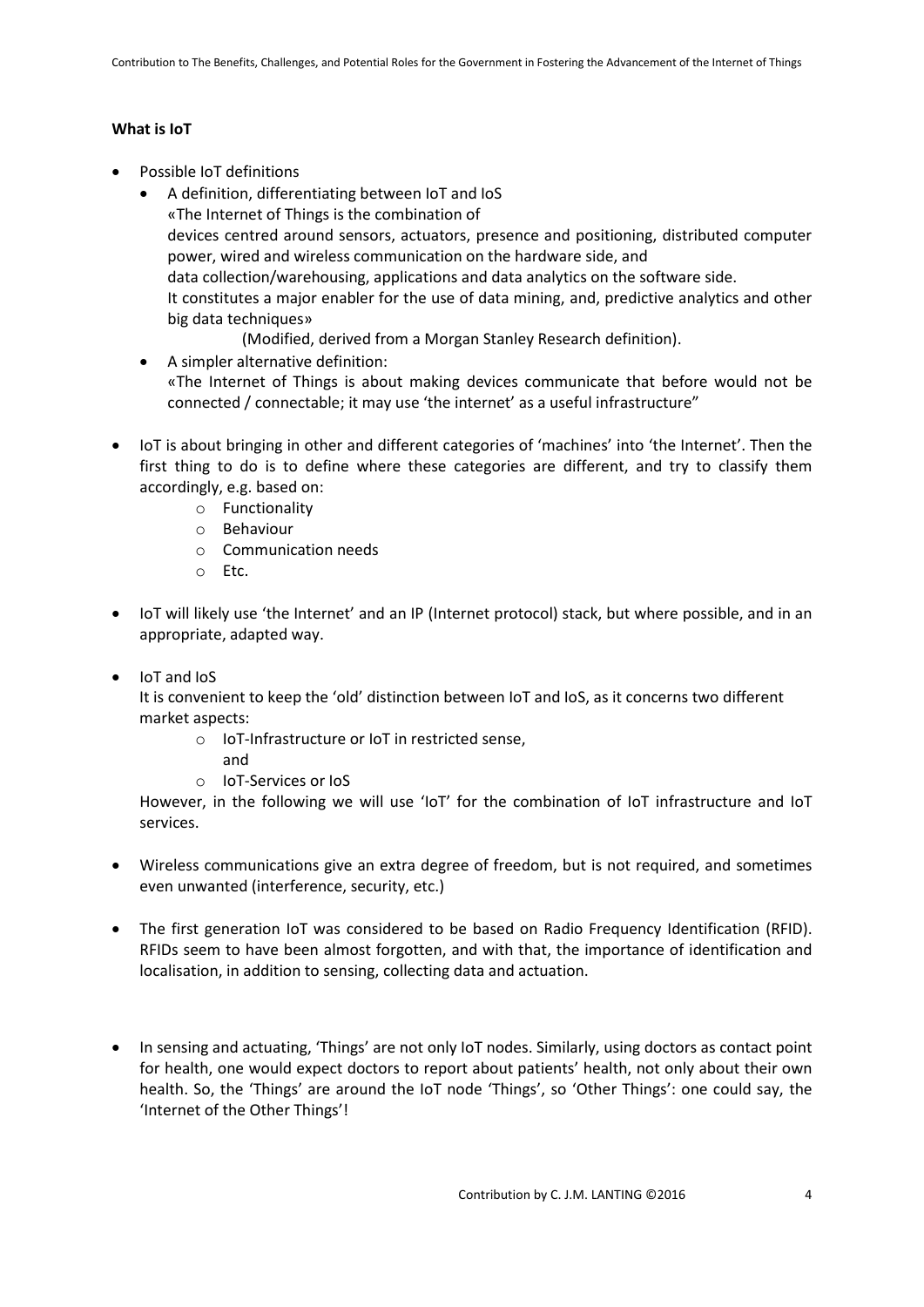**What is IoT**

- Possible IoT definitions
  - A definition, differentiating between IoT and IoS
    «The Internet of Things is the combination of
    devices centred around sensors, actuators, presence and positioning, distributed computer power, wired and wireless communication on the hardware side, and
    data collection/warehousing, applications and data analytics on the software side.
    It constitutes a major enabler for the use of data mining, and, predictive analytics and other big data techniques»
    (Modified, derived from a Morgan Stanley Research definition).
  - A simpler alternative definition:
    «The Internet of Things is about making devices communicate that before would not be connected / connectable; it may use 'the internet' as a useful infrastructure"

- IoT is about bringing in other and different categories of 'machines' into 'the Internet'. Then the first thing to do is to define where these categories are different, and try to classify them accordingly, e.g. based on:
  - Functionality
  - Behaviour
  - Communication needs
  - Etc.

- IoT will likely use 'the Internet' and an IP (Internet protocol) stack, but where possible, and in an appropriate, adapted way.

- IoT and IoS
  It is convenient to keep the 'old' distinction between IoT and IoS, as it concerns two different market aspects:
  - IoT-Infrastructure or IoT in restricted sense,
    and
  - IoT-Services or IoS

  However, in the following we will use 'IoT' for the combination of IoT infrastructure and IoT services.

- Wireless communications give an extra degree of freedom, but is not required, and sometimes even unwanted (interference, security, etc.)

- The first generation IoT was considered to be based on Radio Frequency Identification (RFID). RFIDs seem to have been almost forgotten, and with that, the importance of identification and localisation, in addition to sensing, collecting data and actuation.

- In sensing and actuating, 'Things' are not only IoT nodes. Similarly, using doctors as contact point for health, one would expect doctors to report about patients' health, not only about their own health. So, the 'Things' are around the IoT node 'Things', so 'Other Things': one could say, the 'Internet of the Other Things'!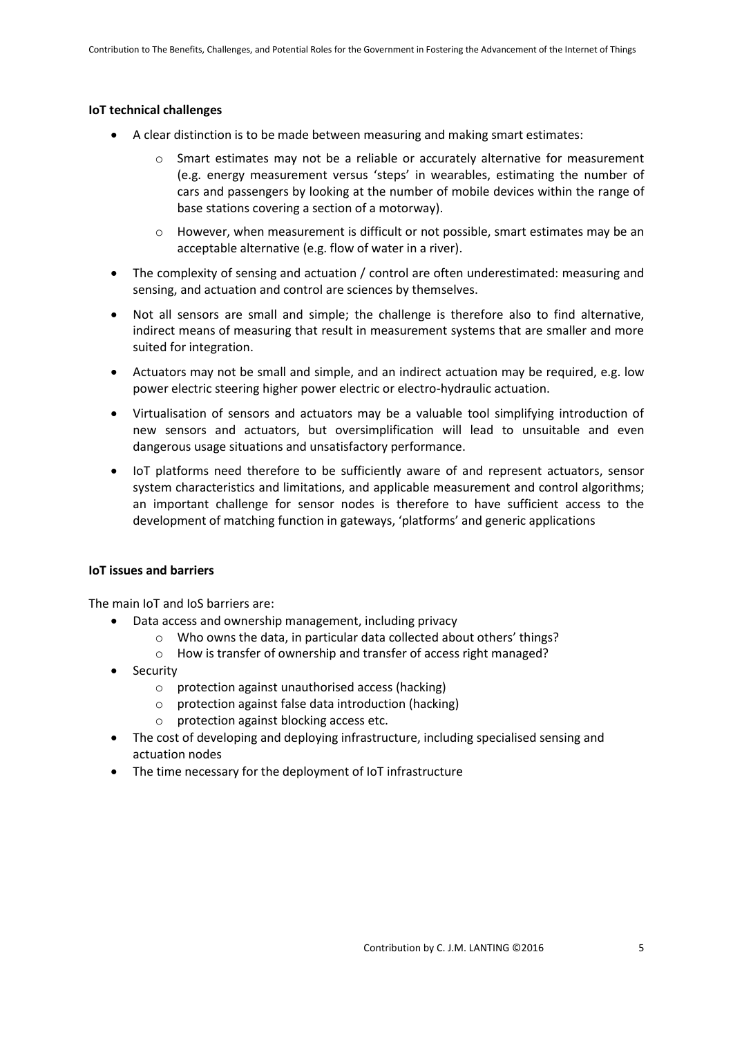**IoT technical challenges**

- A clear distinction is to be made between measuring and making smart estimates:
    - Smart estimates may not be a reliable or accurately alternative for measurement (e.g. energy measurement versus 'steps' in wearables, estimating the number of cars and passengers by looking at the number of mobile devices within the range of base stations covering a section of a motorway).
    - However, when measurement is difficult or not possible, smart estimates may be an acceptable alternative (e.g. flow of water in a river).
- The complexity of sensing and actuation / control are often underestimated: measuring and sensing, and actuation and control are sciences by themselves.
- Not all sensors are small and simple; the challenge is therefore also to find alternative, indirect means of measuring that result in measurement systems that are smaller and more suited for integration.
- Actuators may not be small and simple, and an indirect actuation may be required, e.g. low power electric steering higher power electric or electro-hydraulic actuation.
- Virtualisation of sensors and actuators may be a valuable tool simplifying introduction of new sensors and actuators, but oversimplification will lead to unsuitable and even dangerous usage situations and unsatisfactory performance.
- IoT platforms need therefore to be sufficiently aware of and represent actuators, sensor system characteristics and limitations, and applicable measurement and control algorithms; an important challenge for sensor nodes is therefore to have sufficient access to the development of matching function in gateways, 'platforms' and generic applications

**IoT issues and barriers**

The main IoT and IoS barriers are:

- Data access and ownership management, including privacy
    - Who owns the data, in particular data collected about others' things?
    - How is transfer of ownership and transfer of access right managed?
- Security
    - protection against unauthorised access (hacking)
    - protection against false data introduction (hacking)
    - protection against blocking access etc.
- The cost of developing and deploying infrastructure, including specialised sensing and actuation nodes
- The time necessary for the deployment of IoT infrastructure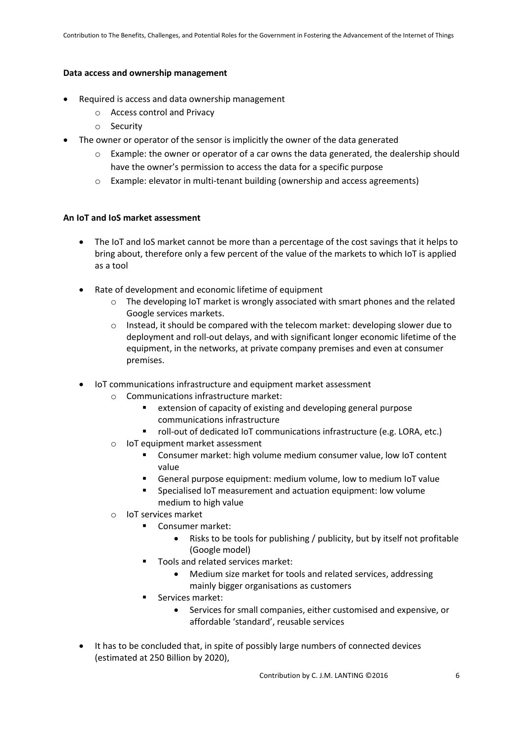**Data access and ownership management**

- Required is access and data ownership management
  - Access control and Privacy
  - Security
- The owner or operator of the sensor is implicitly the owner of the data generated
  - Example: the owner or operator of a car owns the data generated, the dealership should have the owner's permission to access the data for a specific purpose
  - Example: elevator in multi-tenant building (ownership and access agreements)

**An IoT and IoS market assessment**

- The IoT and IoS market cannot be more than a percentage of the cost savings that it helps to bring about, therefore only a few percent of the value of the markets to which IoT is applied as a tool

- Rate of development and economic lifetime of equipment
  - The developing IoT market is wrongly associated with smart phones and the related Google services markets.
  - Instead, it should be compared with the telecom market: developing slower due to deployment and roll-out delays, and with significant longer economic lifetime of the equipment, in the networks, at private company premises and even at consumer premises.

- IoT communications infrastructure and equipment market assessment
  - Communications infrastructure market:
    - extension of capacity of existing and developing general purpose communications infrastructure
    - roll-out of dedicated IoT communications infrastructure (e.g. LORA, etc.)
  - IoT equipment market assessment
    - Consumer market: high volume medium consumer value, low IoT content value
    - General purpose equipment: medium volume, low to medium IoT value
    - Specialised IoT measurement and actuation equipment: low volume medium to high value
  - IoT services market
    - Consumer market:
      - Risks to be tools for publishing / publicity, but by itself not profitable (Google model)
    - Tools and related services market:
      - Medium size market for tools and related services, addressing mainly bigger organisations as customers
    - Services market:
      - Services for small companies, either customised and expensive, or affordable 'standard', reusable services

- It has to be concluded that, in spite of possibly large numbers of connected devices (estimated at 250 Billion by 2020),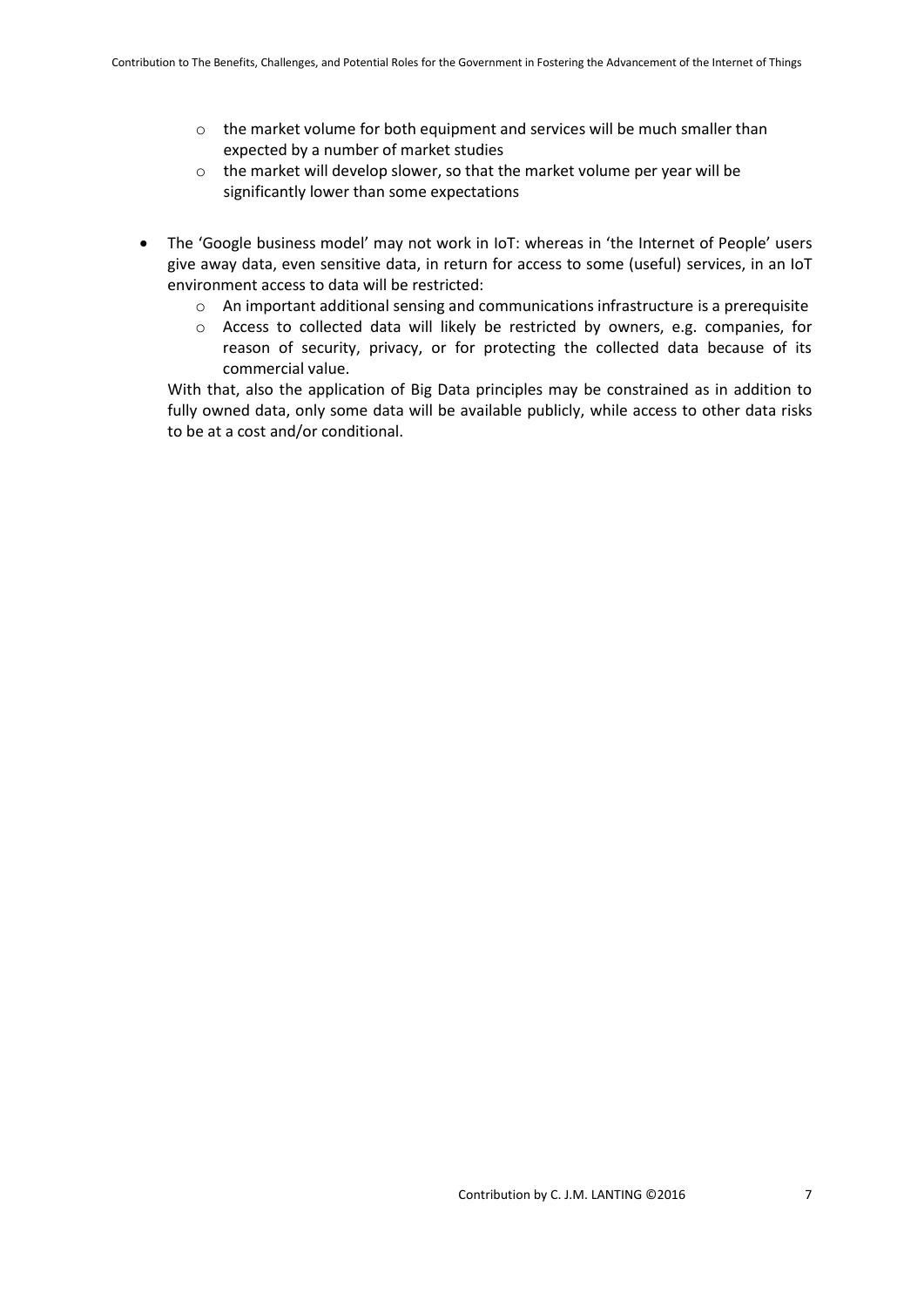- the market volume for both equipment and services will be much smaller than expected by a number of market studies
  - the market will develop slower, so that the market volume per year will be significantly lower than some expectations

- The 'Google business model' may not work in IoT: whereas in 'the Internet of People' users give away data, even sensitive data, in return for access to some (useful) services, in an IoT environment access to data will be restricted:
  - An important additional sensing and communications infrastructure is a prerequisite
  - Access to collected data will likely be restricted by owners, e.g. companies, for reason of security, privacy, or for protecting the collected data because of its commercial value.

  With that, also the application of Big Data principles may be constrained as in addition to fully owned data, only some data will be available publicly, while access to other data risks to be at a cost and/or conditional.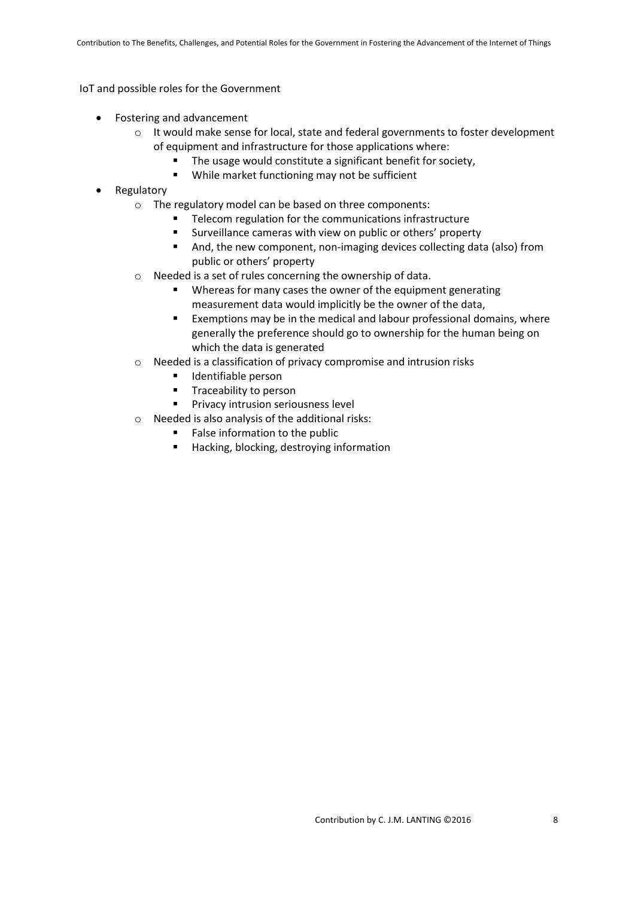IoT and possible roles for the Government

- Fostering and advancement
  - It would make sense for local, state and federal governments to foster development of equipment and infrastructure for those applications where:
    - The usage would constitute a significant benefit for society,
    - While market functioning may not be sufficient
- Regulatory
  - The regulatory model can be based on three components:
    - Telecom regulation for the communications infrastructure
    - Surveillance cameras with view on public or others' property
    - And, the new component, non-imaging devices collecting data (also) from public or others' property
  - Needed is a set of rules concerning the ownership of data.
    - Whereas for many cases the owner of the equipment generating measurement data would implicitly be the owner of the data,
    - Exemptions may be in the medical and labour professional domains, where generally the preference should go to ownership for the human being on which the data is generated
  - Needed is a classification of privacy compromise and intrusion risks
    - Identifiable person
    - Traceability to person
    - Privacy intrusion seriousness level
  - Needed is also analysis of the additional risks:
    - False information to the public
    - Hacking, blocking, destroying information